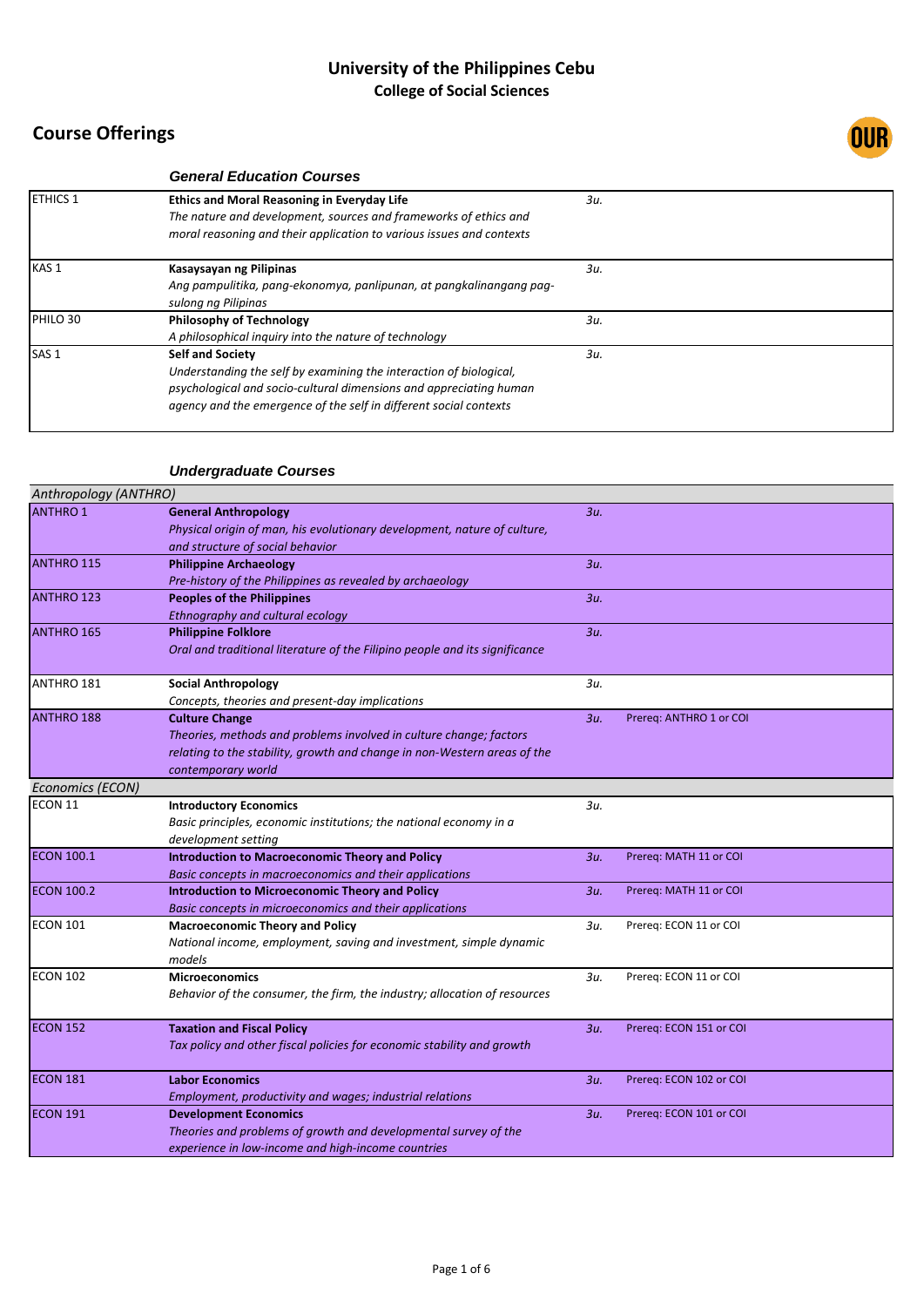# University of the Philippines Cebu
## College of Social Sciences

## Course Offerings

### *General Education Courses*

| Course | Title / Description | Units | Prerequisite |
|---|---|---|---|
| ETHICS 1 | **Ethics and Moral Reasoning in Everyday Life**<br>*The nature and development, sources and frameworks of ethics and moral reasoning and their application to various issues and contexts* | *3u.* | |
| KAS 1 | **Kasaysayan ng Pilipinas**<br>*Ang pampulitika, pang-ekonomya, panlipunan, at pangkalinangang pag-sulong ng Pilipinas* | *3u.* | |
| PHILO 30 | **Philosophy of Technology**<br>*A philosophical inquiry into the nature of technology* | *3u.* | |
| SAS 1 | **Self and Society**<br>*Understanding the self by examining the interaction of biological, psychological and socio-cultural dimensions and appreciating human agency and the emergence of the self in different social contexts* | *3u.* | |

### *Undergraduate Courses*

| Course | Title / Description | Units | Prerequisite |
|---|---|---|---|
| *Anthropology (ANTHRO)* | | | |
| ANTHRO 1 | **General Anthropology**<br>*Physical origin of man, his evolutionary development, nature of culture, and structure of social behavior* | *3u.* | |
| ANTHRO 115 | **Philippine Archaeology**<br>*Pre-history of the Philippines as revealed by archaeology* | *3u.* | |
| ANTHRO 123 | **Peoples of the Philippines**<br>*Ethnography and cultural ecology* | *3u.* | |
| ANTHRO 165 | **Philippine Folklore**<br>*Oral and traditional literature of the Filipino people and its significance* | *3u.* | |
| ANTHRO 181 | **Social Anthropology**<br>*Concepts, theories and present-day implications* | *3u.* | |
| ANTHRO 188 | **Culture Change**<br>*Theories, methods and problems involved in culture change; factors relating to the stability, growth and change in non-Western areas of the contemporary world* | *3u.* | Prereq: ANTHRO 1 or COI |
| *Economics (ECON)* | | | |
| ECON 11 | **Introductory Economics**<br>*Basic principles, economic institutions; the national economy in a development setting* | *3u.* | |
| ECON 100.1 | **Introduction to Macroeconomic Theory and Policy**<br>*Basic concepts in macroeconomics and their applications* | *3u.* | Prereq: MATH 11 or COI |
| ECON 100.2 | **Introduction to Microeconomic Theory and Policy**<br>*Basic concepts in microeconomics and their applications* | *3u.* | Prereq: MATH 11 or COI |
| ECON 101 | **Macroeconomic Theory and Policy**<br>*National income, employment, saving and investment, simple dynamic models* | *3u.* | Prereq: ECON 11 or COI |
| ECON 102 | **Microeconomics**<br>*Behavior of the consumer, the firm, the industry; allocation of resources* | *3u.* | Prereq: ECON 11 or COI |
| ECON 152 | **Taxation and Fiscal Policy**<br>*Tax policy and other fiscal policies for economic stability and growth* | *3u.* | Prereq: ECON 151 or COI |
| ECON 181 | **Labor Economics**<br>*Employment, productivity and wages; industrial relations* | *3u.* | Prereq: ECON 102 or COI |
| ECON 191 | **Development Economics**<br>*Theories and problems of growth and developmental survey of the experience in low-income and high-income countries* | *3u.* | Prereq: ECON 101 or COI |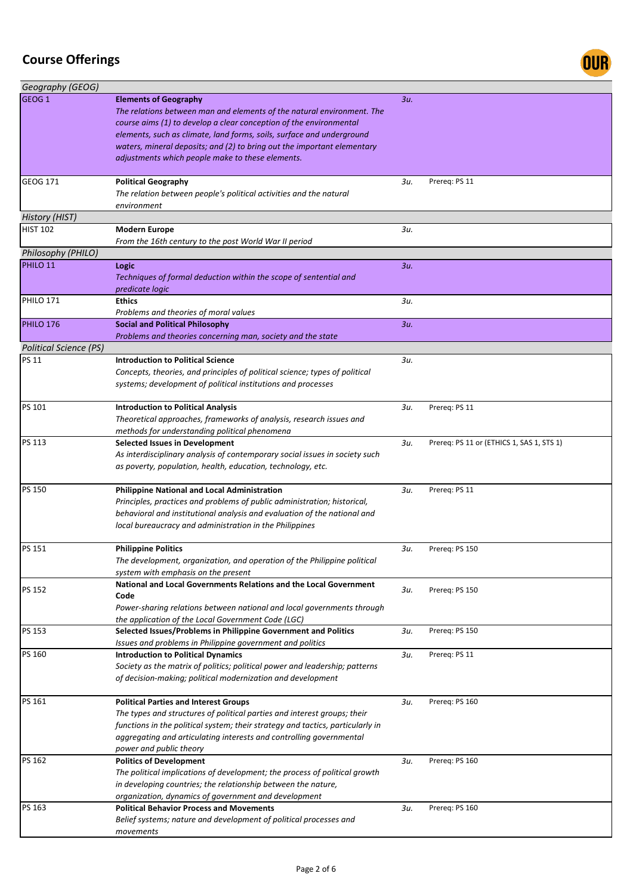# Course Offerings

| Course | Title / Description | Units | Prerequisite |
|---|---|---|---|
| *Geography (GEOG)* | | | |
| GEOG 1 | **Elements of Geography**<br>*The relations between man and elements of the natural environment. The course aims (1) to develop a clear conception of the environmental elements, such as climate, land forms, soils, surface and underground waters, mineral deposits; and (2) to bring out the important elementary adjustments which people make to these elements.* | *3u.* | |
| GEOG 171 | **Political Geography**<br>*The relation between people's political activities and the natural environment* | *3u.* | Prereq: PS 11 |
| *History (HIST)* | | | |
| HIST 102 | **Modern Europe**<br>*From the 16th century to the post World War II period* | *3u.* | |
| *Philosophy (PHILO)* | | | |
| PHILO 11 | **Logic**<br>*Techniques of formal deduction within the scope of sentential and predicate logic* | *3u.* | |
| PHILO 171 | **Ethics**<br>*Problems and theories of moral values* | *3u.* | |
| PHILO 176 | **Social and Political Philosophy**<br>*Problems and theories concerning man, society and the state* | *3u.* | |
| *Political Science (PS)* | | | |
| PS 11 | **Introduction to Political Science**<br>*Concepts, theories, and principles of political science; types of political systems; development of political institutions and processes* | *3u.* | |
| PS 101 | **Introduction to Political Analysis**<br>*Theoretical approaches, frameworks of analysis, research issues and methods for understanding political phenomena* | *3u.* | Prereq: PS 11 |
| PS 113 | **Selected Issues in Development**<br>*As interdisciplinary analysis of contemporary social issues in society such as poverty, population, health, education, technology, etc.* | *3u.* | Prereq: PS 11 or (ETHICS 1, SAS 1, STS 1) |
| PS 150 | **Philippine National and Local Administration**<br>*Principles, practices and problems of public administration; historical, behavioral and institutional analysis and evaluation of the national and local bureaucracy and administration in the Philippines* | *3u.* | Prereq: PS 11 |
| PS 151 | **Philippine Politics**<br>*The development, organization, and operation of the Philippine political system with emphasis on the present* | *3u.* | Prereq: PS 150 |
| PS 152 | **National and Local Governments Relations and the Local Government Code**<br>*Power-sharing relations between national and local governments through the application of the Local Government Code (LGC)* | *3u.* | Prereq: PS 150 |
| PS 153 | **Selected Issues/Problems in Philippine Government and Politics**<br>*Issues and problems in Philippine government and politics* | *3u.* | Prereq: PS 150 |
| PS 160 | **Introduction to Political Dynamics**<br>*Society as the matrix of politics; political power and leadership; patterns of decision-making; political modernization and development* | *3u.* | Prereq: PS 11 |
| PS 161 | **Political Parties and Interest Groups**<br>*The types and structures of political parties and interest groups; their functions in the political system; their strategy and tactics, particularly in aggregating and articulating interests and controlling governmental power and public theory* | *3u.* | Prereq: PS 160 |
| PS 162 | **Politics of Development**<br>*The political implications of development; the process of political growth in developing countries; the relationship between the nature, organization, dynamics of government and development* | *3u.* | Prereq: PS 160 |
| PS 163 | **Political Behavior Process and Movements**<br>*Belief systems; nature and development of political processes and movements* | *3u.* | Prereq: PS 160 |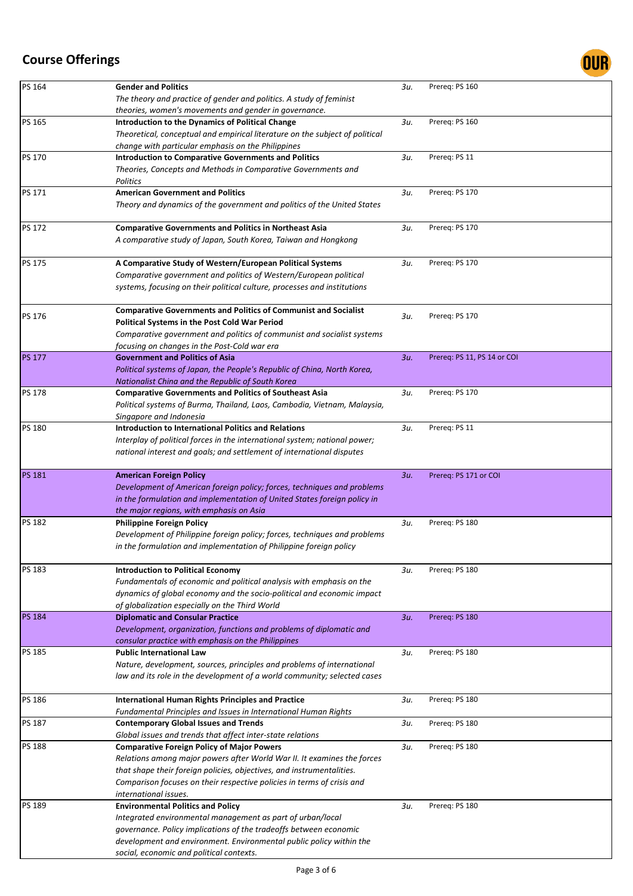## Course Offerings

| Course | Title and Description | Units | Prerequisite |
|---|---|---|---|
| PS 164 | **Gender and Politics** *The theory and practice of gender and politics. A study of feminist theories, women's movements and gender in governance.* | 3u. | Prereq: PS 160 |
| PS 165 | **Introduction to the Dynamics of Political Change** *Theoretical, conceptual and empirical literature on the subject of political change with particular emphasis on the Philippines* | 3u. | Prereq: PS 160 |
| PS 170 | **Introduction to Comparative Governments and Politics** *Theories, Concepts and Methods in Comparative Governments and Politics* | 3u. | Prereq: PS 11 |
| PS 171 | **American Government and Politics** *Theory and dynamics of the government and politics of the United States* | 3u. | Prereq: PS 170 |
| PS 172 | **Comparative Governments and Politics in Northeast Asia** *A comparative study of Japan, South Korea, Taiwan and Hongkong* | 3u. | Prereq: PS 170 |
| PS 175 | **A Comparative Study of Western/European Political Systems** *Comparative government and politics of Western/European political systems, focusing on their political culture, processes and institutions* | 3u. | Prereq: PS 170 |
| PS 176 | **Comparative Governments and Politics of Communist and Socialist Political Systems in the Post Cold War Period** *Comparative government and politics of communist and socialist systems focusing on changes in the Post-Cold war era* | 3u. | Prereq: PS 170 |
| PS 177 | **Government and Politics of Asia** *Political systems of Japan, the People's Republic of China, North Korea, Nationalist China and the Republic of South Korea* | 3u. | Prereq: PS 11, PS 14 or COI |
| PS 178 | **Comparative Governments and Politics of Southeast Asia** *Political systems of Burma, Thailand, Laos, Cambodia, Vietnam, Malaysia, Singapore and Indonesia* | 3u. | Prereq: PS 170 |
| PS 180 | **Introduction to International Politics and Relations** *Interplay of political forces in the international system; national power; national interest and goals; and settlement of international disputes* | 3u. | Prereq: PS 11 |
| PS 181 | **American Foreign Policy** *Development of American foreign policy; forces, techniques and problems in the formulation and implementation of United States foreign policy in the major regions, with emphasis on Asia* | 3u. | Prereq: PS 171 or COI |
| PS 182 | **Philippine Foreign Policy** *Development of Philippine foreign policy; forces, techniques and problems in the formulation and implementation of Philippine foreign policy* | 3u. | Prereq: PS 180 |
| PS 183 | **Introduction to Political Economy** *Fundamentals of economic and political analysis with emphasis on the dynamics of global economy and the socio-political and economic impact of globalization especially on the Third World* | 3u. | Prereq: PS 180 |
| PS 184 | **Diplomatic and Consular Practice** *Development, organization, functions and problems of diplomatic and consular practice with emphasis on the Philippines* | 3u. | Prereq: PS 180 |
| PS 185 | **Public International Law** *Nature, development, sources, principles and problems of international law and its role in the development of a world community; selected cases* | 3u. | Prereq: PS 180 |
| PS 186 | **International Human Rights Principles and Practice** *Fundamental Principles and Issues in International Human Rights* | 3u. | Prereq: PS 180 |
| PS 187 | **Contemporary Global Issues and Trends** *Global issues and trends that affect inter-state relations* | 3u. | Prereq: PS 180 |
| PS 188 | **Comparative Foreign Policy of Major Powers** *Relations among major powers after World War II. It examines the forces that shape their foreign policies, objectives, and instrumentalities. Comparison focuses on their respective policies in terms of crisis and international issues.* | 3u. | Prereq: PS 180 |
| PS 189 | **Environmental Politics and Policy** *Integrated environmental management as part of urban/local governance. Policy implications of the tradeoffs between economic development and environment. Environmental public policy within the social, economic and political contexts.* | 3u. | Prereq: PS 180 |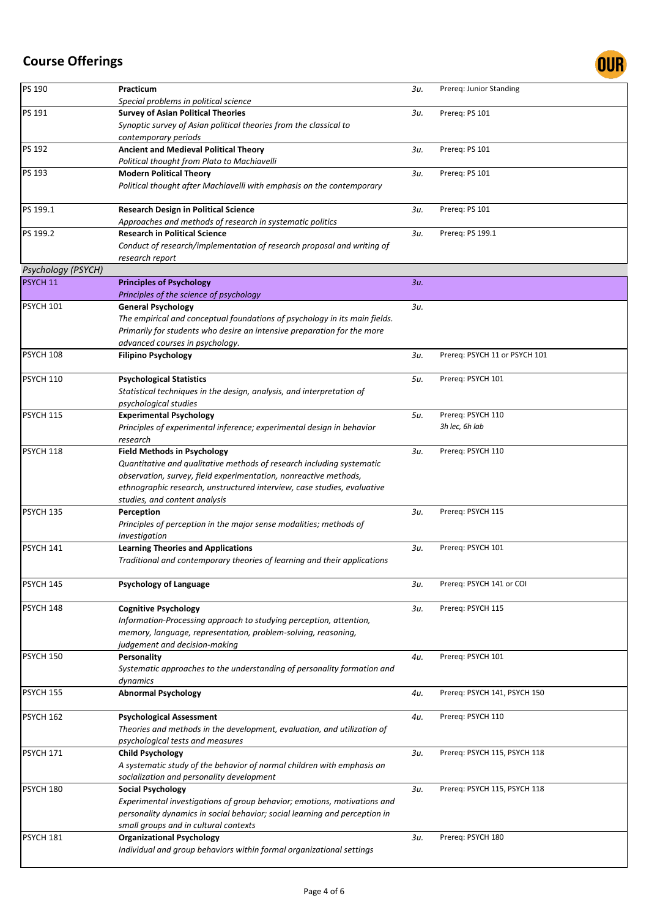# Course Offerings

| Course | Title / Description | Units | Prerequisite |
|---|---|---|---|
| PS 190 | **Practicum**<br>*Special problems in political science* | *3u.* | Prereq: Junior Standing |
| PS 191 | **Survey of Asian Political Theories**<br>*Synoptic survey of Asian political theories from the classical to contemporary periods* | *3u.* | Prereq: PS 101 |
| PS 192 | **Ancient and Medieval Political Theory**<br>*Political thought from Plato to Machiavelli* | *3u.* | Prereq: PS 101 |
| PS 193 | **Modern Political Theory**<br>*Political thought after Machiavelli with emphasis on the contemporary* | *3u.* | Prereq: PS 101 |
| PS 199.1 | **Research Design in Political Science**<br>*Approaches and methods of research in systematic politics* | *3u.* | Prereq: PS 101 |
| PS 199.2 | **Research in Political Science**<br>*Conduct of research/implementation of research proposal and writing of research report* | *3u.* | Prereq: PS 199.1 |
| *Psychology (PSYCH)* | | | |
| PSYCH 11 | **Principles of Psychology**<br>*Principles of the science of psychology* | *3u.* | |
| PSYCH 101 | **General Psychology**<br>*The empirical and conceptual foundations of psychology in its main fields. Primarily for students who desire an intensive preparation for the more advanced courses in psychology.* | *3u.* | |
| PSYCH 108 | **Filipino Psychology** | *3u.* | Prereq: PSYCH 11 or PSYCH 101 |
| PSYCH 110 | **Psychological Statistics**<br>*Statistical techniques in the design, analysis, and interpretation of psychological studies* | *5u.* | Prereq: PSYCH 101 |
| PSYCH 115 | **Experimental Psychology**<br>*Principles of experimental inference; experimental design in behavior research* | *5u.* | Prereq: PSYCH 110<br>*3h lec, 6h lab* |
| PSYCH 118 | **Field Methods in Psychology**<br>*Quantitative and qualitative methods of research including systematic observation, survey, field experimentation, nonreactive methods, ethnographic research, unstructured interview, case studies, evaluative studies, and content analysis* | *3u.* | Prereq: PSYCH 110 |
| PSYCH 135 | **Perception**<br>*Principles of perception in the major sense modalities; methods of investigation* | *3u.* | Prereq: PSYCH 115 |
| PSYCH 141 | **Learning Theories and Applications**<br>*Traditional and contemporary theories of learning and their applications* | *3u.* | Prereq: PSYCH 101 |
| PSYCH 145 | **Psychology of Language** | *3u.* | Prereq: PSYCH 141 or COI |
| PSYCH 148 | **Cognitive Psychology**<br>*Information-Processing approach to studying perception, attention, memory, language, representation, problem-solving, reasoning, judgement and decision-making* | *3u.* | Prereq: PSYCH 115 |
| PSYCH 150 | **Personality**<br>*Systematic approaches to the understanding of personality formation and dynamics* | *4u.* | Prereq: PSYCH 101 |
| PSYCH 155 | **Abnormal Psychology** | *4u.* | Prereq: PSYCH 141, PSYCH 150 |
| PSYCH 162 | **Psychological Assessment**<br>*Theories and methods in the development, evaluation, and utilization of psychological tests and measures* | *4u.* | Prereq: PSYCH 110 |
| PSYCH 171 | **Child Psychology**<br>*A systematic study of the behavior of normal children with emphasis on socialization and personality development* | *3u.* | Prereq: PSYCH 115, PSYCH 118 |
| PSYCH 180 | **Social Psychology**<br>*Experimental investigations of group behavior; emotions, motivations and personality dynamics in social behavior; social learning and perception in small groups and in cultural contexts* | *3u.* | Prereq: PSYCH 115, PSYCH 118 |
| PSYCH 181 | **Organizational Psychology**<br>*Individual and group behaviors within formal organizational settings* | *3u.* | Prereq: PSYCH 180 |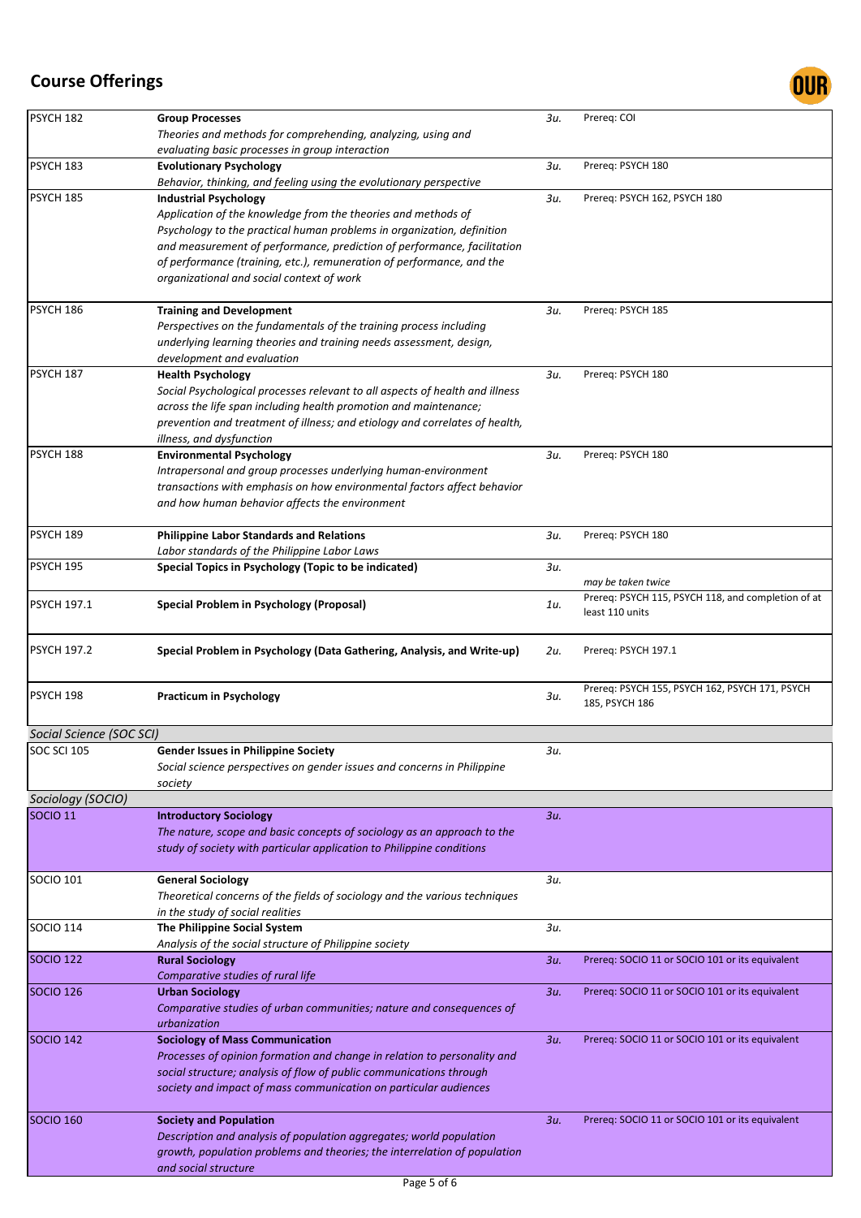# Course Offerings

| Course | Title / Description | Units | Prerequisite |
|---|---|---|---|
| PSYCH 182 | **Group Processes** *Theories and methods for comprehending, analyzing, using and evaluating basic processes in group interaction* | 3u. | Prereq: COI |
| PSYCH 183 | **Evolutionary Psychology** *Behavior, thinking, and feeling using the evolutionary perspective* | 3u. | Prereq: PSYCH 180 |
| PSYCH 185 | **Industrial Psychology** *Application of the knowledge from the theories and methods of Psychology to the practical human problems in organization, definition and measurement of performance, prediction of performance, facilitation of performance (training, etc.), remuneration of performance, and the organizational and social context of work* | 3u. | Prereq: PSYCH 162, PSYCH 180 |
| PSYCH 186 | **Training and Development** *Perspectives on the fundamentals of the training process including underlying learning theories and training needs assessment, design, development and evaluation* | 3u. | Prereq: PSYCH 185 |
| PSYCH 187 | **Health Psychology** *Social Psychological processes relevant to all aspects of health and illness across the life span including health promotion and maintenance; prevention and treatment of illness; and etiology and correlates of health, illness, and dysfunction* | 3u. | Prereq: PSYCH 180 |
| PSYCH 188 | **Environmental Psychology** *Intrapersonal and group processes underlying human-environment transactions with emphasis on how environmental factors affect behavior and how human behavior affects the environment* | 3u. | Prereq: PSYCH 180 |
| PSYCH 189 | **Philippine Labor Standards and Relations** *Labor standards of the Philippine Labor Laws* | 3u. | Prereq: PSYCH 180 |
| PSYCH 195 | **Special Topics in Psychology (Topic to be indicated)** | 3u. | *may be taken twice* |
| PSYCH 197.1 | **Special Problem in Psychology (Proposal)** | 1u. | Prereq: PSYCH 115, PSYCH 118, and completion of at least 110 units |
| PSYCH 197.2 | **Special Problem in Psychology (Data Gathering, Analysis, and Write-up)** | 2u. | Prereq: PSYCH 197.1 |
| PSYCH 198 | **Practicum in Psychology** | 3u. | Prereq: PSYCH 155, PSYCH 162, PSYCH 171, PSYCH 185, PSYCH 186 |
| *Social Science (SOC SCI)* | | | |
| SOC SCI 105 | **Gender Issues in Philippine Society** *Social science perspectives on gender issues and concerns in Philippine society* | 3u. | |
| *Sociology (SOCIO)* | | | |
| SOCIO 11 | **Introductory Sociology** *The nature, scope and basic concepts of sociology as an approach to the study of society with particular application to Philippine conditions* | 3u. | |
| SOCIO 101 | **General Sociology** *Theoretical concerns of the fields of sociology and the various techniques in the study of social realities* | 3u. | |
| SOCIO 114 | **The Philippine Social System** *Analysis of the social structure of Philippine society* | 3u. | |
| SOCIO 122 | **Rural Sociology** *Comparative studies of rural life* | 3u. | Prereq: SOCIO 11 or SOCIO 101 or its equivalent |
| SOCIO 126 | **Urban Sociology** *Comparative studies of urban communities; nature and consequences of urbanization* | 3u. | Prereq: SOCIO 11 or SOCIO 101 or its equivalent |
| SOCIO 142 | **Sociology of Mass Communication** *Processes of opinion formation and change in relation to personality and social structure; analysis of flow of public communications through society and impact of mass communication on particular audiences* | 3u. | Prereq: SOCIO 11 or SOCIO 101 or its equivalent |
| SOCIO 160 | **Society and Population** *Description and analysis of population aggregates; world population growth, population problems and theories; the interrelation of population and social structure* | 3u. | Prereq: SOCIO 11 or SOCIO 101 or its equivalent |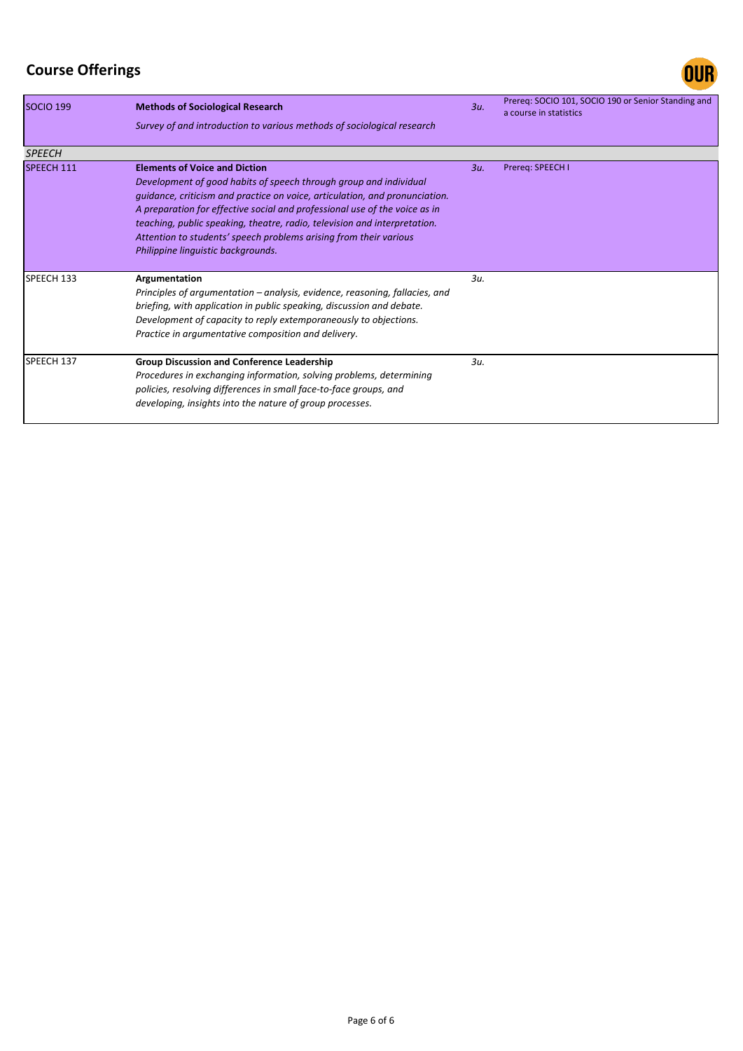## Course Offerings

| | | | |
|---|---|---|---|
| SOCIO 199 | **Methods of Sociological Research**<br>*Survey of and introduction to various methods of sociological research* | *3u.* | Prereq: SOCIO 101, SOCIO 190 or Senior Standing and a course in statistics |
| *SPEECH* | | | |
| SPEECH 111 | **Elements of Voice and Diction**<br>*Development of good habits of speech through group and individual guidance, criticism and practice on voice, articulation, and pronunciation. A preparation for effective social and professional use of the voice as in teaching, public speaking, theatre, radio, television and interpretation. Attention to students' speech problems arising from their various Philippine linguistic backgrounds.* | *3u.* | Prereq: SPEECH I |
| SPEECH 133 | **Argumentation**<br>*Principles of argumentation – analysis, evidence, reasoning, fallacies, and briefing, with application in public speaking, discussion and debate. Development of capacity to reply extemporaneously to objections. Practice in argumentative composition and delivery.* | *3u.* | |
| SPEECH 137 | **Group Discussion and Conference Leadership**<br>*Procedures in exchanging information, solving problems, determining policies, resolving differences in small face-to-face groups, and developing, insights into the nature of group processes.* | *3u.* | |